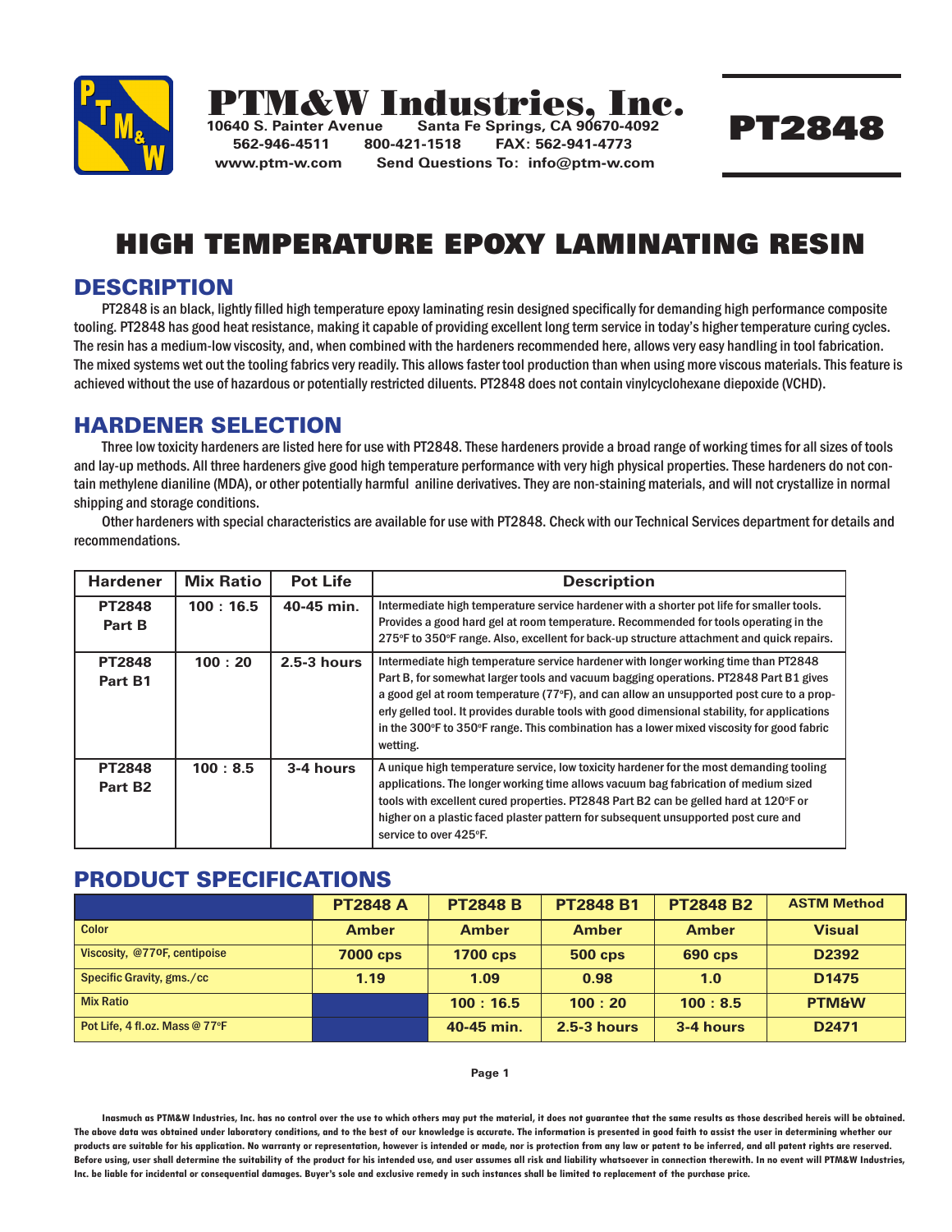# PTM&W Industries, Inc.

10640 S. Painter Avenue Santa Fe Springs, CA 90670-4092
562-946-4511 800-421-1518 FAX: 562-941-4773
www.ptm-w.com Send Questions To: info@ptm-w.com

# PT2848

# HIGH TEMPERATURE EPOXY LAMINATING RESIN

## DESCRIPTION

PT2848 is an black, lightly filled high temperature epoxy laminating resin designed specifically for demanding high performance composite tooling. PT2848 has good heat resistance, making it capable of providing excellent long term service in today's higher temperature curing cycles. The resin has a medium-low viscosity, and, when combined with the hardeners recommended here, allows very easy handling in tool fabrication. The mixed systems wet out the tooling fabrics very readily. This allows faster tool production than when using more viscous materials. This feature is achieved without the use of hazardous or potentially restricted diluents. PT2848 does not contain vinylcyclohexane diepoxide (VCHD).

## HARDENER SELECTION

Three low toxicity hardeners are listed here for use with PT2848. These hardeners provide a broad range of working times for all sizes of tools and lay-up methods. All three hardeners give good high temperature performance with very high physical properties. These hardeners do not contain methylene dianiline (MDA), or other potentially harmful aniline derivatives. They are non-staining materials, and will not crystallize in normal shipping and storage conditions.

Other hardeners with special characteristics are available for use with PT2848. Check with our Technical Services department for details and recommendations.

| Hardener | Mix Ratio | Pot Life | Description |
|---|---|---|---|
| PT2848 Part B | 100 : 16.5 | 40-45 min. | Intermediate high temperature service hardener with a shorter pot life for smaller tools. Provides a good hard gel at room temperature. Recommended for tools operating in the 275ºF to 350ºF range. Also, excellent for back-up structure attachment and quick repairs. |
| PT2848 Part B1 | 100 : 20 | 2.5-3 hours | Intermediate high temperature service hardener with longer working time than PT2848 Part B, for somewhat larger tools and vacuum bagging operations. PT2848 Part B1 gives a good gel at room temperature (77ºF), and can allow an unsupported post cure to a properly gelled tool. It provides durable tools with good dimensional stability, for applications in the 300ºF to 350ºF range. This combination has a lower mixed viscosity for good fabric wetting. |
| PT2848 Part B2 | 100 : 8.5 | 3-4 hours | A unique high temperature service, low toxicity hardener for the most demanding tooling applications. The longer working time allows vacuum bag fabrication of medium sized tools with excellent cured properties. PT2848 Part B2 can be gelled hard at 120ºF or higher on a plastic faced plaster pattern for subsequent unsupported post cure and service to over 425ºF. |

## PRODUCT SPECIFICATIONS

| | PT2848 A | PT2848 B | PT2848 B1 | PT2848 B2 | ASTM Method |
|---|---|---|---|---|---|
| Color | Amber | Amber | Amber | Amber | Visual |
| Viscosity, @77ºF, centipoise | 7000 cps | 1700 cps | 500 cps | 690 cps | D2392 |
| Specific Gravity, gms./cc | 1.19 | 1.09 | 0.98 | 1.0 | D1475 |
| Mix Ratio | | 100 : 16.5 | 100 : 20 | 100 : 8.5 | PTM&W |
| Pot Life, 4 fl.oz. Mass @ 77ºF | | 40-45 min. | 2.5-3 hours | 3-4 hours | D2471 |

Inasmuch as PTM&W Industries, Inc. has no control over the use to which others may put the material, it does not guarantee that the same results as those described hereis will be obtained. The above data was obtained under laboratory conditions, and to the best of our knowledge is accurate. The information is presented in good faith to assist the user in determining whether our products are suitable for his application. No warranty or representation, however is intended or made, nor is protection from any law or patent to be inferred, and all patent rights are reserved. Before using, user shall determine the suitability of the product for his intended use, and user assumes all risk and liability whatsoever in connection therewith. In no event will PTM&W Industries, Inc. be liable for incidental or consequential damages. Buyer's sole and exclusive remedy in such instances shall be limited to replacement of the purchase price.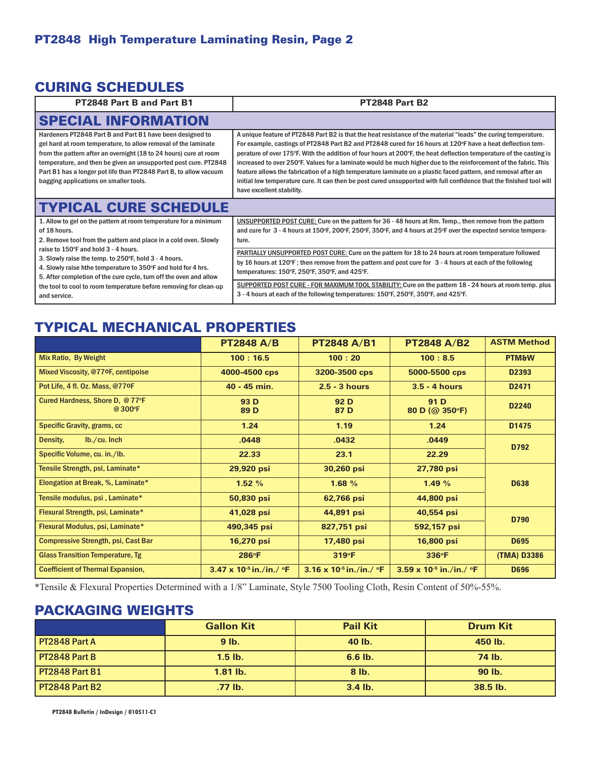## PT2848 High Temperature Laminating Resin, Page 2

## CURING SCHEDULES

| PT2848 Part B and Part B1 | PT2848 Part B2 |
|---|---|
| **SPECIAL INFORMATION** | |
| Hardeners PT2848 Part B and Part B1 have been designed to gel hard at room temperature, to allow removal of the laminate from the pattern after an overnight (18 to 24 hours) cure at room temperature, and then be given an unsupported post cure. PT2848 Part B1 has a longer pot life than PT2848 Part B, to allow vacuum bagging applications on smaller tools. | A unique feature of PT2848 Part B2 is that the heat resistance of the material "leads" the curing temperature. For example, castings of PT2848 Part B2 and PT2848 cured for 16 hours at 120ºF have a heat deflection temperature of over 175ºF. With the addition of four hours at 200ºF, the heat deflection temperature of the casting is increased to over 250ºF. Values for a laminate would be much higher due to the reinforcement of the fabric. This feature allows the fabrication of a high temperature laminate on a plastic faced pattern, and removal after an initial low temperature cure. It can then be post cured unsupported with full confidence that the finished tool will have excellent stability. |
| **TYPICAL CURE SCHEDULE** | |
| 1. Allow to gel on the pattern at room temperature for a minimum of 18 hours.<br>2. Remove tool from the pattern and place in a cold oven. Slowly raise to 150ºF and hold 3 - 4 hours.<br>3. Slowly raise the temp. to 250ºF, hold 3 - 4 hours.<br>4. Slowly raise hthe temperature to 350ºF and hold for 4 hrs.<br>5. After completion of the cure cycle, turn off the oven and allow the tool to cool to room temperature before removing for clean-up and service. | UNSUPPORTED POST CURE: Cure on the pattern for 36 - 48 hours at Rm. Temp., then remove from the pattern and cure for 3 - 4 hours at 150ºF, 200ºF, 250ºF, 350ºF, and 4 hours at 25ºF over the expected service temperature.<br><br>PARTIALLY UNSUPPORTED POST CURE: Cure on the pattern for 18 to 24 hours at room temperature followed by 16 hours at 120ºF ; then remove from the pattern and post cure for 3 - 4 hours at each of the following temperatures: 150ºF, 250ºF, 350ºF, and 425ºF.<br><br>SUPPORTED POST CURE - FOR MAXIMUM TOOL STABILITY: Cure on the pattern 18 - 24 hours at room temp. plus 3 - 4 hours at each of the following temperatures: 150ºF, 250ºF, 350ºF, and 425ºF. |

## TYPICAL MECHANICAL PROPERTIES

| | PT2848 A/B | PT2848 A/B1 | PT2848 A/B2 | ASTM Method |
|---|---|---|---|---|
| Mix Ratio, By Weight | 100 : 16.5 | 100 : 20 | 100 : 8.5 | PTM&W |
| Mixed Viscosity, @77ºF, centipoise | 4000-4500 cps | 3200-3500 cps | 5000-5500 cps | D2393 |
| Pot Life, 4 fl. Oz. Mass, @77ºF | 40 - 45 min. | 2.5 - 3 hours | 3.5 - 4 hours | D2471 |
| Cured Hardness, Shore D, @ 77ºF<br>@ 300ºF | 93 D<br>89 D | 92 D<br>87 D | 91 D<br>80 D (@ 350ºF) | D2240 |
| Specific Gravity, grams, cc | 1.24 | 1.19 | 1.24 | D1475 |
| Density, lb./cu. Inch | .0448 | .0432 | .0449 | D792 |
| Specific Volume, cu. in./lb. | 22.33 | 23.1 | 22.29 | |
| Tensile Strength, psi, Laminate* | 29,920 psi | 30,260 psi | 27,780 psi | D638 |
| Elongation at Break, %, Laminate* | 1.52 % | 1.68 % | 1.49 % | |
| Tensile modulus, psi , Laminate* | 50,830 psi | 62,766 psi | 44,800 psi | |
| Flexural Strength, psi, Laminate* | 41,028 psi | 44,891 psi | 40,554 psi | D790 |
| Flexural Modulus, psi, Laminate* | 490,345 psi | 827,751 psi | 592,157 psi | |
| Compressive Strength, psi, Cast Bar | 16,270 psi | 17,480 psi | 16,800 psi | D695 |
| Glass Transition Temperature, Tg | 286ºF | 319ºF | 336ºF | (TMA) D3386 |
| Coefficient of Thermal Expansion, | $3.47 \times 10^{-5}$ in./in./ ºF | $3.16 \times 10^{-5}$ in./in./ ºF | $3.59 \times 10^{-5}$ in./in./ ºF | D696 |

*Tensile & Flexural Properties Determined with a 1/8" Laminate, Style 7500 Tooling Cloth, Resin Content of 50%-55%.

## PACKAGING WEIGHTS

| | Gallon Kit | Pail Kit | Drum Kit |
|---|---|---|---|
| PT2848 Part A | 9 lb. | 40 lb. | 450 lb. |
| PT2848 Part B | 1.5 lb. | 6.6 lb. | 74 lb. |
| PT2848 Part B1 | 1.81 lb. | 8 lb. | 90 lb. |
| PT2848 Part B2 | .77 lb. | 3.4 lb. | 38.5 lb. |

PT2848 Bulletin / InDesign / 010511-C1